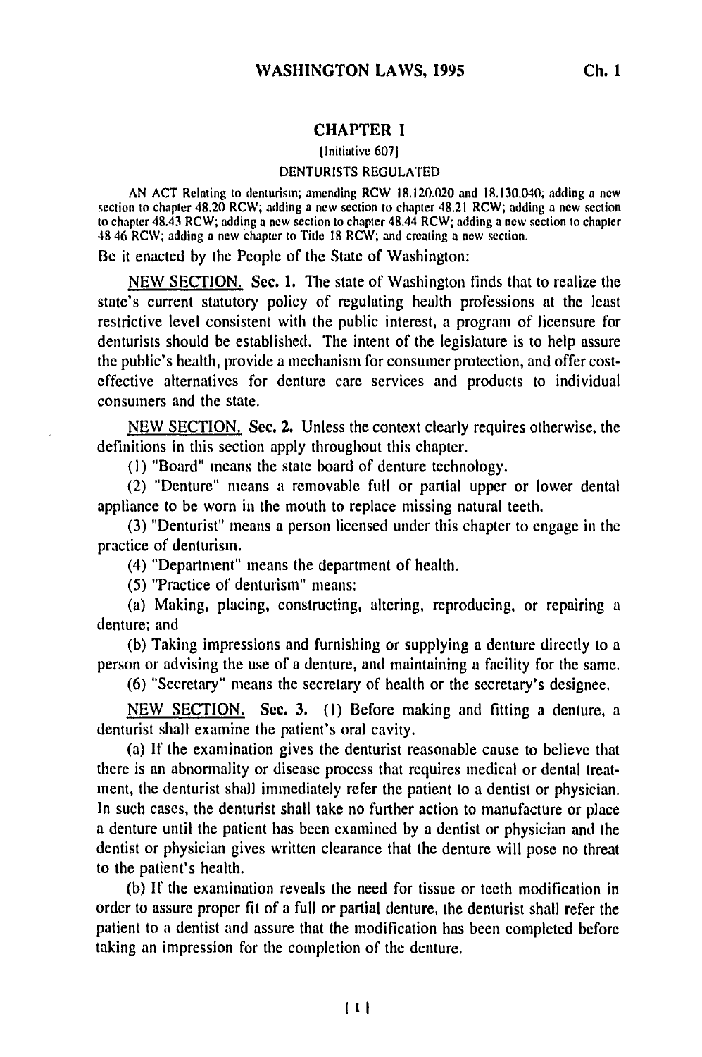# CHAPTER 1

[Initiative 607]

DENTURISTS REGULATED

AN ACT Relating to denturism; amending RCW 18.120.020 and 18.130.040; adding a new section to chapter 48.20 RCW; adding a new section to chapter 48.21 RCW; adding a new section to chapter 48.43 RCW; adding a new section to chapter 48.44 RCW; adding a new section to chapter 48 46 RCW; adding a new chapter to Title 18 RCW; and creating a new section.

Be it enacted by the People of the State of Washington:

NEW SECTION. Sec. 1. The state of Washington finds that to realize the state's current statutory policy of regulating health professions at the least restrictive level consistent with the public interest, a program of licensure for denturists should be established. The intent of the legislature is to help assure the public's health, provide a mechanism for consumer protection, and offer cost-effective alternatives for denture care services and products to individual consumers and the state.

NEW SECTION. Sec. 2. Unless the context clearly requires otherwise, the definitions in this section apply throughout this chapter.

(1) "Board" means the state board of denture technology.

(2) "Denture" means a removable full or partial upper or lower dental appliance to be worn in the mouth to replace missing natural teeth.

(3) "Denturist" means a person licensed under this chapter to engage in the practice of denturism.

(4) "Department" means the department of health.

(5) "Practice of denturism" means:

(a) Making, placing, constructing, altering, reproducing, or repairing a denture; and

(b) Taking impressions and furnishing or supplying a denture directly to a person or advising the use of a denture, and maintaining a facility for the same.

(6) "Secretary" means the secretary of health or the secretary's designee.

NEW SECTION. Sec. 3. (1) Before making and fitting a denture, a denturist shall examine the patient's oral cavity.

(a) If the examination gives the denturist reasonable cause to believe that there is an abnormality or disease process that requires medical or dental treatment, the denturist shall immediately refer the patient to a dentist or physician. In such cases, the denturist shall take no further action to manufacture or place a denture until the patient has been examined by a dentist or physician and the dentist or physician gives written clearance that the denture will pose no threat to the patient's health.

(b) If the examination reveals the need for tissue or teeth modification in order to assure proper fit of a full or partial denture, the denturist shall refer the patient to a dentist and assure that the modification has been completed before taking an impression for the completion of the denture.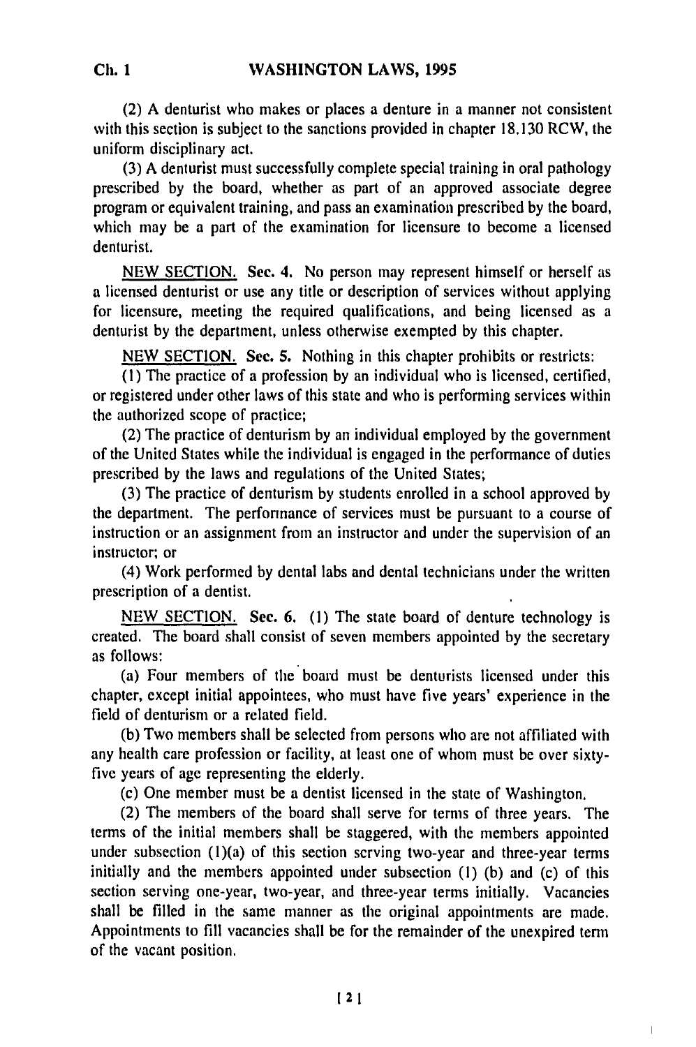(2) A denturist who makes or places a denture in a manner not consistent with this section is subject to the sanctions provided in chapter 18.130 RCW, the uniform disciplinary act.

(3) A denturist must successfully complete special training in oral pathology prescribed by the board, whether as part of an approved associate degree program or equivalent training, and pass an examination prescribed by the board, which may be a part of the examination for licensure to become a licensed denturist.

NEW SECTION. Sec. 4. No person may represent himself or herself as a licensed denturist or use any title or description of services without applying for licensure, meeting the required qualifications, and being licensed as a denturist by the department, unless otherwise exempted by this chapter.

NEW SECTION. Sec. 5. Nothing in this chapter prohibits or restricts:

(1) The practice of a profession by an individual who is licensed, certified, or registered under other laws of this state and who is performing services within the authorized scope of practice;

(2) The practice of denturism by an individual employed by the government of the United States while the individual is engaged in the performance of duties prescribed by the laws and regulations of the United States;

(3) The practice of denturism by students enrolled in a school approved by the department. The performance of services must be pursuant to a course of instruction or an assignment from an instructor and under the supervision of an instructor; or

(4) Work performed by dental labs and dental technicians under the written prescription of a dentist.

NEW SECTION. Sec. 6. (1) The state board of denture technology is created. The board shall consist of seven members appointed by the secretary as follows:

(a) Four members of the board must be denturists licensed under this chapter, except initial appointees, who must have five years' experience in the field of denturism or a related field.

(b) Two members shall be selected from persons who are not affiliated with any health care profession or facility, at least one of whom must be over sixty-five years of age representing the elderly.

(c) One member must be a dentist licensed in the state of Washington.

(2) The members of the board shall serve for terms of three years. The terms of the initial members shall be staggered, with the members appointed under subsection (1)(a) of this section serving two-year and three-year terms initially and the members appointed under subsection (1) (b) and (c) of this section serving one-year, two-year, and three-year terms initially. Vacancies shall be filled in the same manner as the original appointments are made. Appointments to fill vacancies shall be for the remainder of the unexpired term of the vacant position.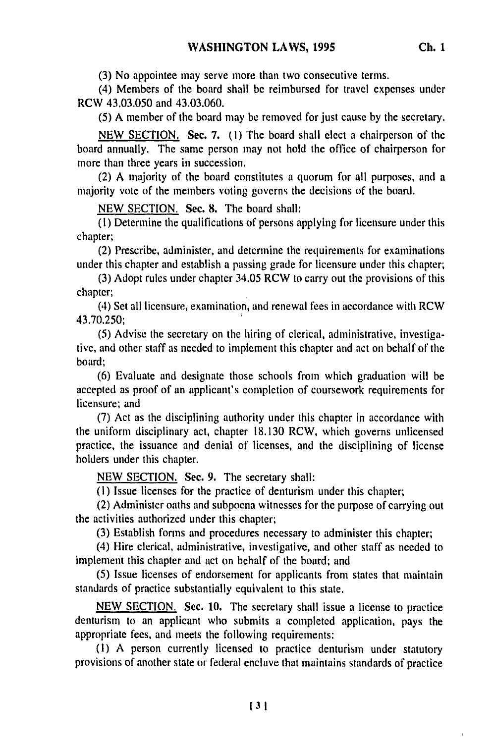(3) No appointee may serve more than two consecutive terms.

(4) Members of the board shall be reimbursed for travel expenses under RCW 43.03.050 and 43.03.060.

(5) A member of the board may be removed for just cause by the secretary.

NEW SECTION. Sec. 7. (1) The board shall elect a chairperson of the board annually. The same person may not hold the office of chairperson for more than three years in succession.

(2) A majority of the board constitutes a quorum for all purposes, and a majority vote of the members voting governs the decisions of the board.

NEW SECTION. Sec. 8. The board shall:

(1) Determine the qualifications of persons applying for licensure under this chapter;

(2) Prescribe, administer, and determine the requirements for examinations under this chapter and establish a passing grade for licensure under this chapter;

(3) Adopt rules under chapter 34.05 RCW to carry out the provisions of this chapter;

(4) Set all licensure, examination, and renewal fees in accordance with RCW 43.70.250;

(5) Advise the secretary on the hiring of clerical, administrative, investigative, and other staff as needed to implement this chapter and act on behalf of the board;

(6) Evaluate and designate those schools from which graduation will be accepted as proof of an applicant's completion of coursework requirements for licensure; and

(7) Act as the disciplining authority under this chapter in accordance with the uniform disciplinary act, chapter 18.130 RCW, which governs unlicensed practice, the issuance and denial of licenses, and the disciplining of license holders under this chapter.

NEW SECTION. Sec. 9. The secretary shall:

(1) Issue licenses for the practice of denturism under this chapter;

(2) Administer oaths and subpoena witnesses for the purpose of carrying out the activities authorized under this chapter;

(3) Establish forms and procedures necessary to administer this chapter;

(4) Hire clerical, administrative, investigative, and other staff as needed to implement this chapter and act on behalf of the board; and

(5) Issue licenses of endorsement for applicants from states that maintain standards of practice substantially equivalent to this state.

NEW SECTION. Sec. 10. The secretary shall issue a license to practice denturism to an applicant who submits a completed application, pays the appropriate fees, and meets the following requirements:

(1) A person currently licensed to practice denturism under statutory provisions of another state or federal enclave that maintains standards of practice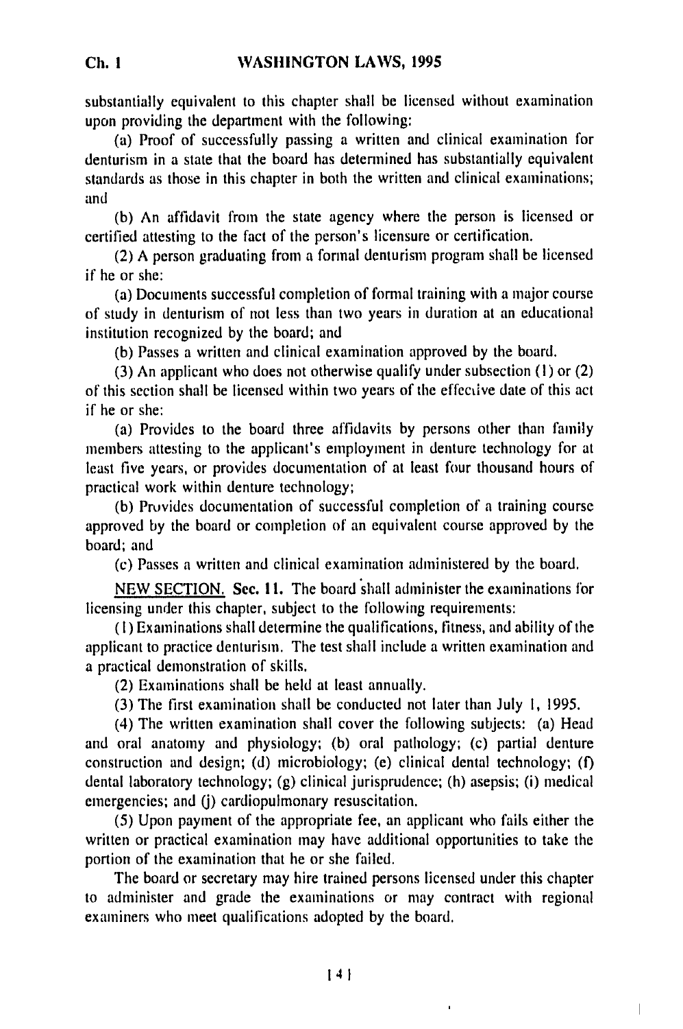substantially equivalent to this chapter shall be licensed without examination upon providing the department with the following:

(a) Proof of successfully passing a written and clinical examination for denturism in a state that the board has determined has substantially equivalent standards as those in this chapter in both the written and clinical examinations; and

(b) An affidavit from the state agency where the person is licensed or certified attesting to the fact of the person's licensure or certification.

(2) A person graduating from a formal denturism program shall be licensed if he or she:

(a) Documents successful completion of formal training with a major course of study in denturism of not less than two years in duration at an educational institution recognized by the board; and

(b) Passes a written and clinical examination approved by the board.

(3) An applicant who does not otherwise qualify under subsection (1) or (2) of this section shall be licensed within two years of the effective date of this act if he or she:

(a) Provides to the board three affidavits by persons other than family members attesting to the applicant's employment in denture technology for at least five years, or provides documentation of at least four thousand hours of practical work within denture technology;

(b) Provides documentation of successful completion of a training course approved by the board or completion of an equivalent course approved by the board; and

(c) Passes a written and clinical examination administered by the board.

NEW SECTION. Sec. 11. The board shall administer the examinations for licensing under this chapter, subject to the following requirements:

(1) Examinations shall determine the qualifications, fitness, and ability of the applicant to practice denturism. The test shall include a written examination and a practical demonstration of skills.

(2) Examinations shall be held at least annually.

(3) The first examination shall be conducted not later than July 1, 1995.

(4) The written examination shall cover the following subjects: (a) Head and oral anatomy and physiology; (b) oral pathology; (c) partial denture construction and design; (d) microbiology; (e) clinical dental technology; (f) dental laboratory technology; (g) clinical jurisprudence; (h) asepsis; (i) medical emergencies; and (j) cardiopulmonary resuscitation.

(5) Upon payment of the appropriate fee, an applicant who fails either the written or practical examination may have additional opportunities to take the portion of the examination that he or she failed.

The board or secretary may hire trained persons licensed under this chapter to administer and grade the examinations or may contract with regional examiners who meet qualifications adopted by the board.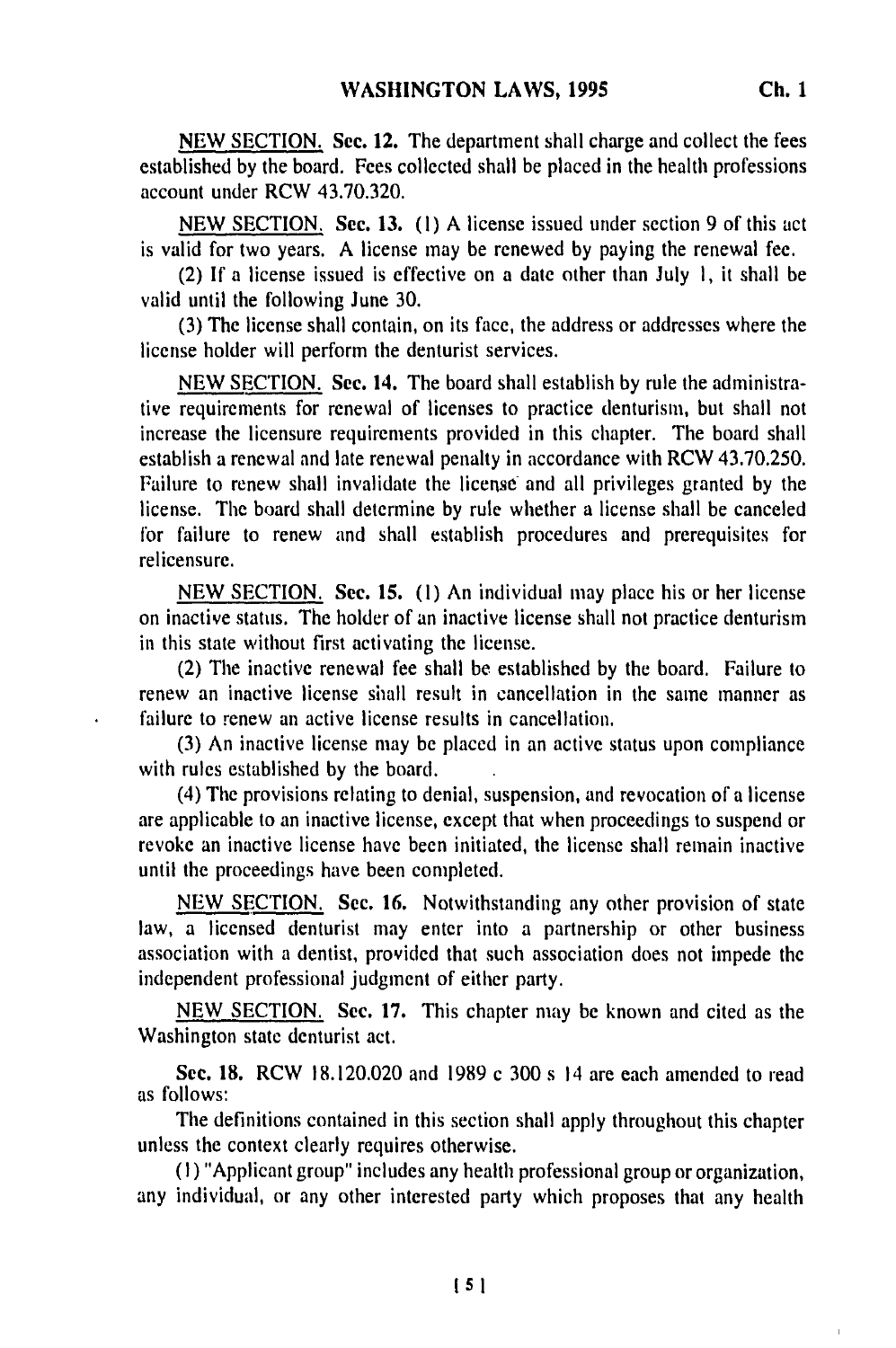NEW SECTION. Sec. 12. The department shall charge and collect the fees established by the board. Fees collected shall be placed in the health professions account under RCW 43.70.320.

NEW SECTION. Sec. 13. (1) A license issued under section 9 of this act is valid for two years. A license may be renewed by paying the renewal fee.

(2) If a license issued is effective on a date other than July 1, it shall be valid until the following June 30.

(3) The license shall contain, on its face, the address or addresses where the license holder will perform the denturist services.

NEW SECTION. Sec. 14. The board shall establish by rule the administrative requirements for renewal of licenses to practice denturism, but shall not increase the licensure requirements provided in this chapter. The board shall establish a renewal and late renewal penalty in accordance with RCW 43.70.250. Failure to renew shall invalidate the license and all privileges granted by the license. The board shall determine by rule whether a license shall be canceled for failure to renew and shall establish procedures and prerequisites for relicensure.

NEW SECTION. Sec. 15. (1) An individual may place his or her license on inactive status. The holder of an inactive license shall not practice denturism in this state without first activating the license.

(2) The inactive renewal fee shall be established by the board. Failure to renew an inactive license shall result in cancellation in the same manner as failure to renew an active license results in cancellation.

(3) An inactive license may be placed in an active status upon compliance with rules established by the board.

(4) The provisions relating to denial, suspension, and revocation of a license are applicable to an inactive license, except that when proceedings to suspend or revoke an inactive license have been initiated, the license shall remain inactive until the proceedings have been completed.

NEW SECTION. Sec. 16. Notwithstanding any other provision of state law, a licensed denturist may enter into a partnership or other business association with a dentist, provided that such association does not impede the independent professional judgment of either party.

NEW SECTION. Sec. 17. This chapter may be known and cited as the Washington state denturist act.

Sec. 18. RCW 18.120.020 and 1989 c 300 s 14 are each amended to read as follows:

The definitions contained in this section shall apply throughout this chapter unless the context clearly requires otherwise.

(1) "Applicant group" includes any health professional group or organization, any individual, or any other interested party which proposes that any health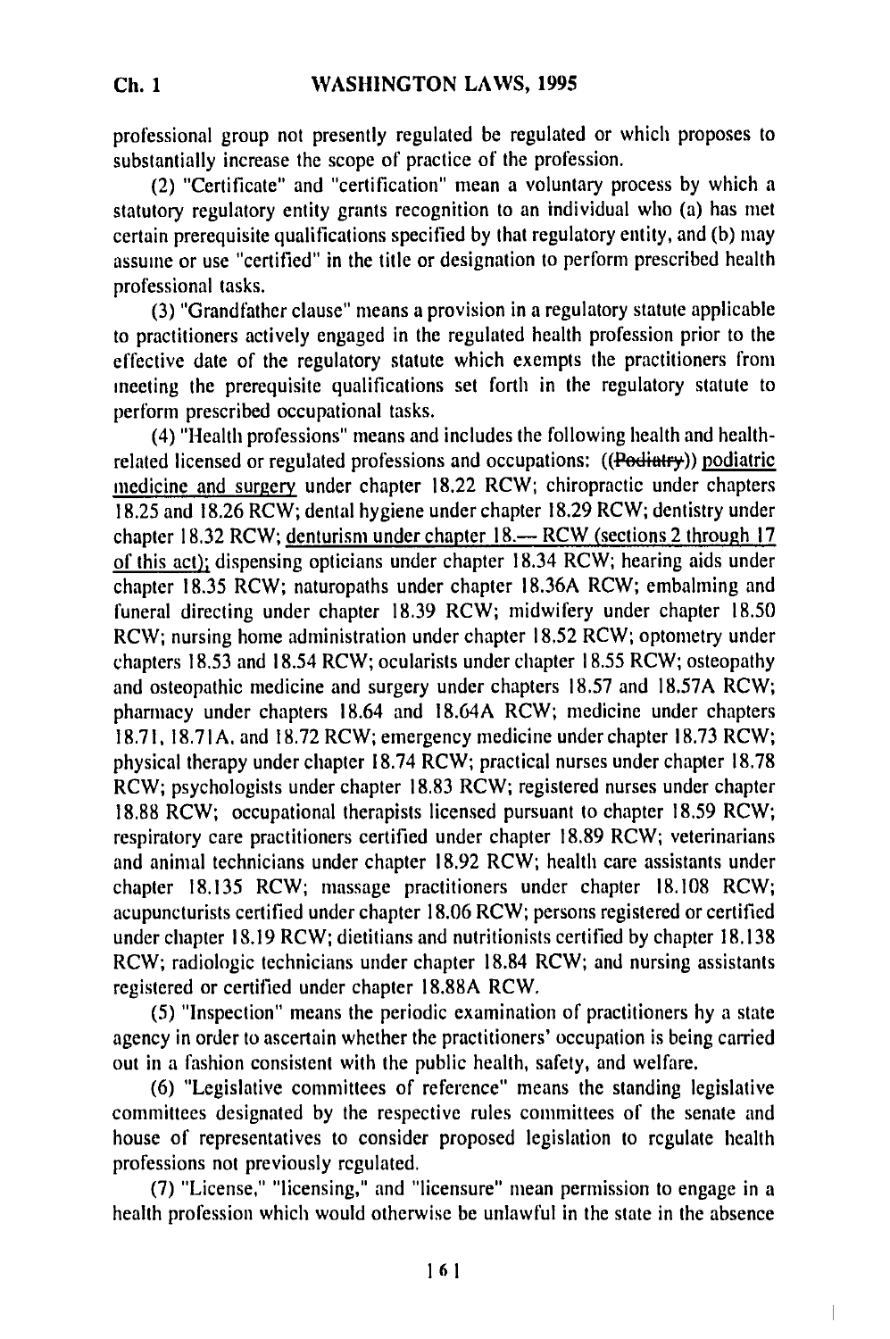professional group not presently regulated be regulated or which proposes to substantially increase the scope of practice of the profession.

(2) "Certificate" and "certification" mean a voluntary process by which a statutory regulatory entity grants recognition to an individual who (a) has met certain prerequisite qualifications specified by that regulatory entity, and (b) may assume or use "certified" in the title or designation to perform prescribed health professional tasks.

(3) "Grandfather clause" means a provision in a regulatory statute applicable to practitioners actively engaged in the regulated health profession prior to the effective date of the regulatory statute which exempts the practitioners from meeting the prerequisite qualifications set forth in the regulatory statute to perform prescribed occupational tasks.

(4) "Health professions" means and includes the following health and health-related licensed or regulated professions and occupations: ((~~Podiatry~~)) <u>podiatric medicine and surgery</u> under chapter 18.22 RCW; chiropractic under chapters 18.25 and 18.26 RCW; dental hygiene under chapter 18.29 RCW; dentistry under chapter 18.32 RCW; <u>denturism under chapter 18.— RCW (sections 2 through 17 of this act);</u> dispensing opticians under chapter 18.34 RCW; hearing aids under chapter 18.35 RCW; naturopaths under chapter 18.36A RCW; embalming and funeral directing under chapter 18.39 RCW; midwifery under chapter 18.50 RCW; nursing home administration under chapter 18.52 RCW; optometry under chapters 18.53 and 18.54 RCW; ocularists under chapter 18.55 RCW; osteopathy and osteopathic medicine and surgery under chapters 18.57 and 18.57A RCW; pharmacy under chapters 18.64 and 18.64A RCW; medicine under chapters 18.71, 18.71A, and 18.72 RCW; emergency medicine under chapter 18.73 RCW; physical therapy under chapter 18.74 RCW; practical nurses under chapter 18.78 RCW; psychologists under chapter 18.83 RCW; registered nurses under chapter 18.88 RCW; occupational therapists licensed pursuant to chapter 18.59 RCW; respiratory care practitioners certified under chapter 18.89 RCW; veterinarians and animal technicians under chapter 18.92 RCW; health care assistants under chapter 18.135 RCW; massage practitioners under chapter 18.108 RCW; acupuncturists certified under chapter 18.06 RCW; persons registered or certified under chapter 18.19 RCW; dietitians and nutritionists certified by chapter 18.138 RCW; radiologic technicians under chapter 18.84 RCW; and nursing assistants registered or certified under chapter 18.88A RCW.

(5) "Inspection" means the periodic examination of practitioners by a state agency in order to ascertain whether the practitioners' occupation is being carried out in a fashion consistent with the public health, safety, and welfare.

(6) "Legislative committees of reference" means the standing legislative committees designated by the respective rules committees of the senate and house of representatives to consider proposed legislation to regulate health professions not previously regulated.

(7) "License," "licensing," and "licensure" mean permission to engage in a health profession which would otherwise be unlawful in the state in the absence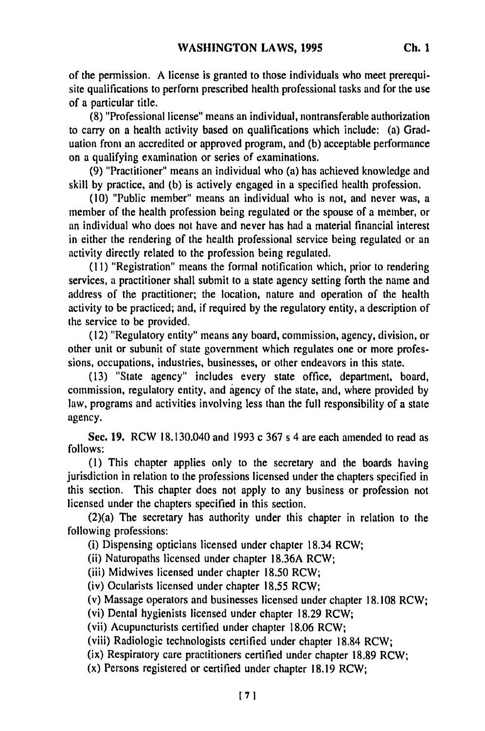of the permission. A license is granted to those individuals who meet prerequisite qualifications to perform prescribed health professional tasks and for the use of a particular title.

(8) "Professional license" means an individual, nontransferable authorization to carry on a health activity based on qualifications which include: (a) Graduation from an accredited or approved program, and (b) acceptable performance on a qualifying examination or series of examinations.

(9) "Practitioner" means an individual who (a) has achieved knowledge and skill by practice, and (b) is actively engaged in a specified health profession.

(10) "Public member" means an individual who is not, and never was, a member of the health profession being regulated or the spouse of a member, or an individual who does not have and never has had a material financial interest in either the rendering of the health professional service being regulated or an activity directly related to the profession being regulated.

(11) "Registration" means the formal notification which, prior to rendering services, a practitioner shall submit to a state agency setting forth the name and address of the practitioner; the location, nature and operation of the health activity to be practiced; and, if required by the regulatory entity, a description of the service to be provided.

(12) "Regulatory entity" means any board, commission, agency, division, or other unit or subunit of state government which regulates one or more professions, occupations, industries, businesses, or other endeavors in this state.

(13) "State agency" includes every state office, department, board, commission, regulatory entity, and agency of the state, and, where provided by law, programs and activities involving less than the full responsibility of a state agency.

**Sec. 19.** RCW 18.130.040 and 1993 c 367 s 4 are each amended to read as follows:

(1) This chapter applies only to the secretary and the boards having jurisdiction in relation to the professions licensed under the chapters specified in this section. This chapter does not apply to any business or profession not licensed under the chapters specified in this section.

(2)(a) The secretary has authority under this chapter in relation to the following professions:

(i) Dispensing opticians licensed under chapter 18.34 RCW;

(ii) Naturopaths licensed under chapter 18.36A RCW;

(iii) Midwives licensed under chapter 18.50 RCW;

(iv) Ocularists licensed under chapter 18.55 RCW;

(v) Massage operators and businesses licensed under chapter 18.108 RCW;

(vi) Dental hygienists licensed under chapter 18.29 RCW;

(vii) Acupuncturists certified under chapter 18.06 RCW;

(viii) Radiologic technologists certified under chapter 18.84 RCW;

(ix) Respiratory care practitioners certified under chapter 18.89 RCW;

(x) Persons registered or certified under chapter 18.19 RCW;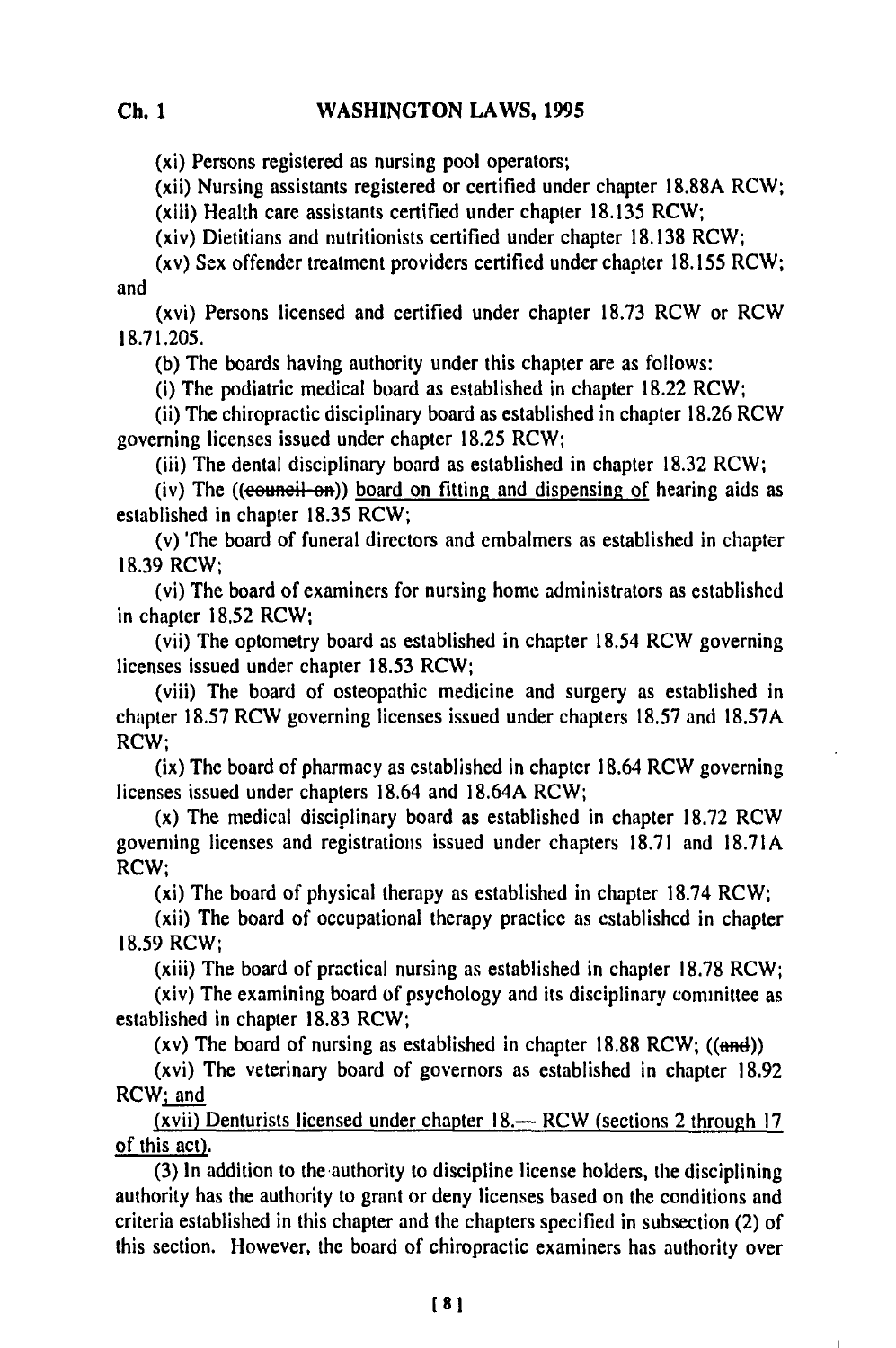(xi) Persons registered as nursing pool operators;

(xii) Nursing assistants registered or certified under chapter 18.88A RCW;

(xiii) Health care assistants certified under chapter 18.135 RCW;

(xiv) Dietitians and nutritionists certified under chapter 18.138 RCW;

(xv) Sex offender treatment providers certified under chapter 18.155 RCW; and

(xvi) Persons licensed and certified under chapter 18.73 RCW or RCW 18.71.205.

(b) The boards having authority under this chapter are as follows:

(i) The podiatric medical board as established in chapter 18.22 RCW;

(ii) The chiropractic disciplinary board as established in chapter 18.26 RCW governing licenses issued under chapter 18.25 RCW;

(iii) The dental disciplinary board as established in chapter 18.32 RCW;

(iv) The ((~~council on~~)) <u>board on fitting and dispensing of</u> hearing aids as established in chapter 18.35 RCW;

(v) The board of funeral directors and embalmers as established in chapter 18.39 RCW;

(vi) The board of examiners for nursing home administrators as established in chapter 18.52 RCW;

(vii) The optometry board as established in chapter 18.54 RCW governing licenses issued under chapter 18.53 RCW;

(viii) The board of osteopathic medicine and surgery as established in chapter 18.57 RCW governing licenses issued under chapters 18.57 and 18.57A RCW;

(ix) The board of pharmacy as established in chapter 18.64 RCW governing licenses issued under chapters 18.64 and 18.64A RCW;

(x) The medical disciplinary board as established in chapter 18.72 RCW governing licenses and registrations issued under chapters 18.71 and 18.71A RCW;

(xi) The board of physical therapy as established in chapter 18.74 RCW;

(xii) The board of occupational therapy practice as established in chapter 18.59 RCW;

(xiii) The board of practical nursing as established in chapter 18.78 RCW;

(xiv) The examining board of psychology and its disciplinary committee as established in chapter 18.83 RCW;

(xv) The board of nursing as established in chapter 18.88 RCW; ((~~and~~))

(xvi) The veterinary board of governors as established in chapter 18.92 RCW<u>; and</u>

<u>(xvii) Denturists licensed under chapter 18.— RCW (sections 2 through 17 of this act).</u>

(3) In addition to the authority to discipline license holders, the disciplining authority has the authority to grant or deny licenses based on the conditions and criteria established in this chapter and the chapters specified in subsection (2) of this section. However, the board of chiropractic examiners has authority over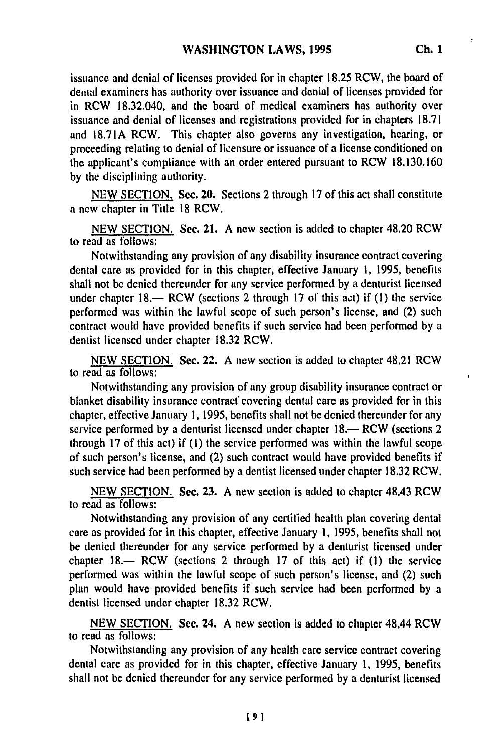issuance and denial of licenses provided for in chapter 18.25 RCW, the board of dental examiners has authority over issuance and denial of licenses provided for in RCW 18.32.040, and the board of medical examiners has authority over issuance and denial of licenses and registrations provided for in chapters 18.71 and 18.71A RCW. This chapter also governs any investigation, hearing, or proceeding relating to denial of licensure or issuance of a license conditioned on the applicant's compliance with an order entered pursuant to RCW 18.130.160 by the disciplining authority.

NEW SECTION. Sec. 20. Sections 2 through 17 of this act shall constitute a new chapter in Title 18 RCW.

NEW SECTION. Sec. 21. A new section is added to chapter 48.20 RCW to read as follows:

Notwithstanding any provision of any disability insurance contract covering dental care as provided for in this chapter, effective January 1, 1995, benefits shall not be denied thereunder for any service performed by a denturist licensed under chapter 18.— RCW (sections 2 through 17 of this act) if (1) the service performed was within the lawful scope of such person's license, and (2) such contract would have provided benefits if such service had been performed by a dentist licensed under chapter 18.32 RCW.

NEW SECTION. Sec. 22. A new section is added to chapter 48.21 RCW to read as follows:

Notwithstanding any provision of any group disability insurance contract or blanket disability insurance contract covering dental care as provided for in this chapter, effective January 1, 1995, benefits shall not be denied thereunder for any service performed by a denturist licensed under chapter 18.— RCW (sections 2 through 17 of this act) if (1) the service performed was within the lawful scope of such person's license, and (2) such contract would have provided benefits if such service had been performed by a dentist licensed under chapter 18.32 RCW.

NEW SECTION. Sec. 23. A new section is added to chapter 48.43 RCW to read as follows:

Notwithstanding any provision of any certified health plan covering dental care as provided for in this chapter, effective January 1, 1995, benefits shall not be denied thereunder for any service performed by a denturist licensed under chapter 18.— RCW (sections 2 through 17 of this act) if (1) the service performed was within the lawful scope of such person's license, and (2) such plan would have provided benefits if such service had been performed by a dentist licensed under chapter 18.32 RCW.

NEW SECTION. Sec. 24. A new section is added to chapter 48.44 RCW to read as follows:

Notwithstanding any provision of any health care service contract covering dental care as provided for in this chapter, effective January 1, 1995, benefits shall not be denied thereunder for any service performed by a denturist licensed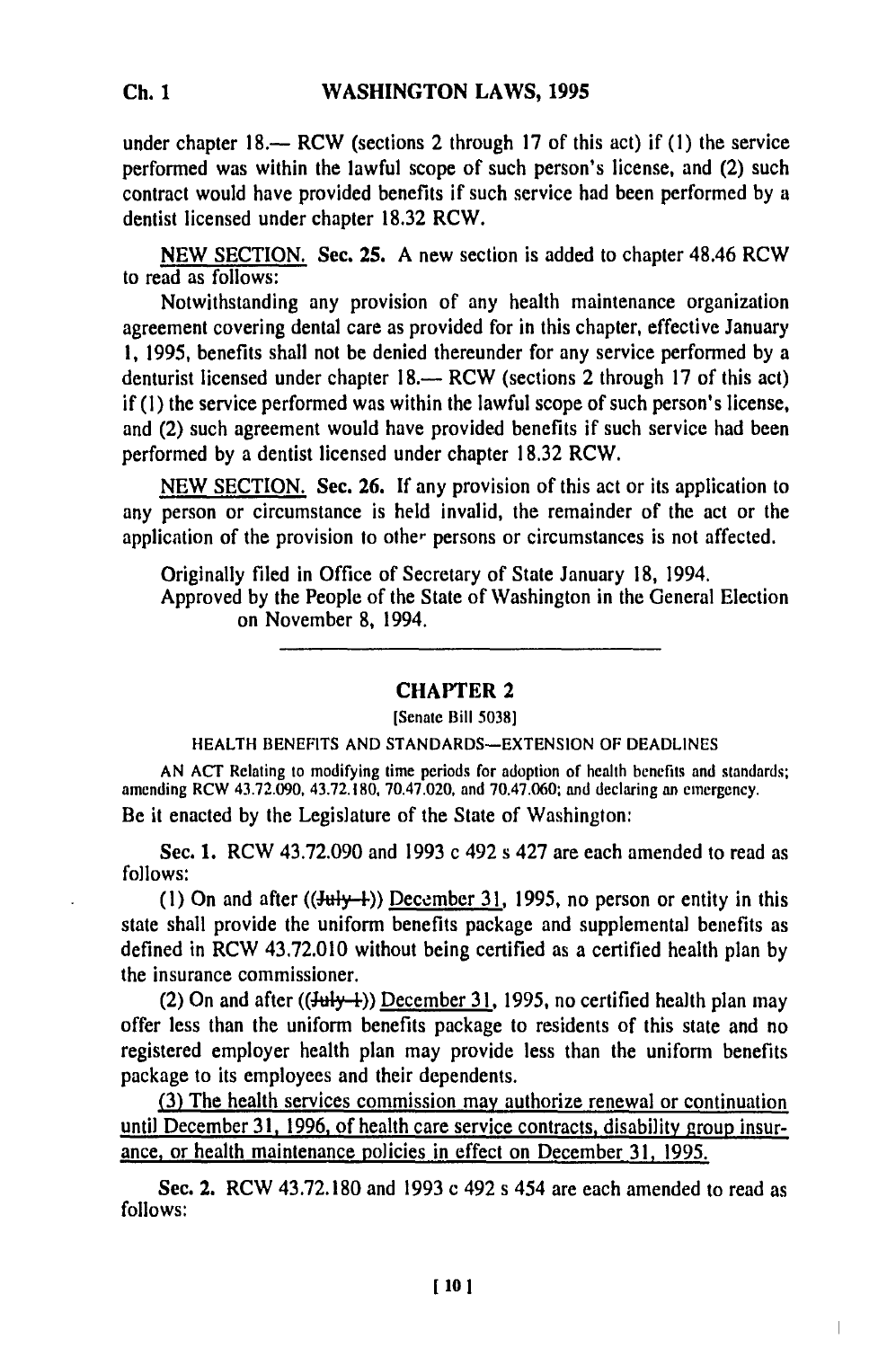under chapter 18.— RCW (sections 2 through 17 of this act) if (1) the service performed was within the lawful scope of such person's license, and (2) such contract would have provided benefits if such service had been performed by a dentist licensed under chapter 18.32 RCW.

NEW SECTION. Sec. 25. A new section is added to chapter 48.46 RCW to read as follows:

Notwithstanding any provision of any health maintenance organization agreement covering dental care as provided for in this chapter, effective January 1, 1995, benefits shall not be denied thereunder for any service performed by a denturist licensed under chapter 18.— RCW (sections 2 through 17 of this act) if (1) the service performed was within the lawful scope of such person's license, and (2) such agreement would have provided benefits if such service had been performed by a dentist licensed under chapter 18.32 RCW.

NEW SECTION. Sec. 26. If any provision of this act or its application to any person or circumstance is held invalid, the remainder of the act or the application of the provision to other persons or circumstances is not affected.

Originally filed in Office of Secretary of State January 18, 1994.
Approved by the People of the State of Washington in the General Election on November 8, 1994.

---

## CHAPTER 2

[Senate Bill 5038]

HEALTH BENEFITS AND STANDARDS—EXTENSION OF DEADLINES

AN ACT Relating to modifying time periods for adoption of health benefits and standards; amending RCW 43.72.090, 43.72.180, 70.47.020, and 70.47.060; and declaring an emergency.

Be it enacted by the Legislature of the State of Washington:

Sec. 1. RCW 43.72.090 and 1993 c 492 s 427 are each amended to read as follows:

(1) On and after ((~~July 1~~)) December 31, 1995, no person or entity in this state shall provide the uniform benefits package and supplemental benefits as defined in RCW 43.72.010 without being certified as a certified health plan by the insurance commissioner.

(2) On and after ((~~July 1~~)) December 31, 1995, no certified health plan may offer less than the uniform benefits package to residents of this state and no registered employer health plan may provide less than the uniform benefits package to its employees and their dependents.

(3) The health services commission may authorize renewal or continuation until December 31, 1996, of health care service contracts, disability group insurance, or health maintenance policies in effect on December 31, 1995.

Sec. 2. RCW 43.72.180 and 1993 c 492 s 454 are each amended to read as follows: